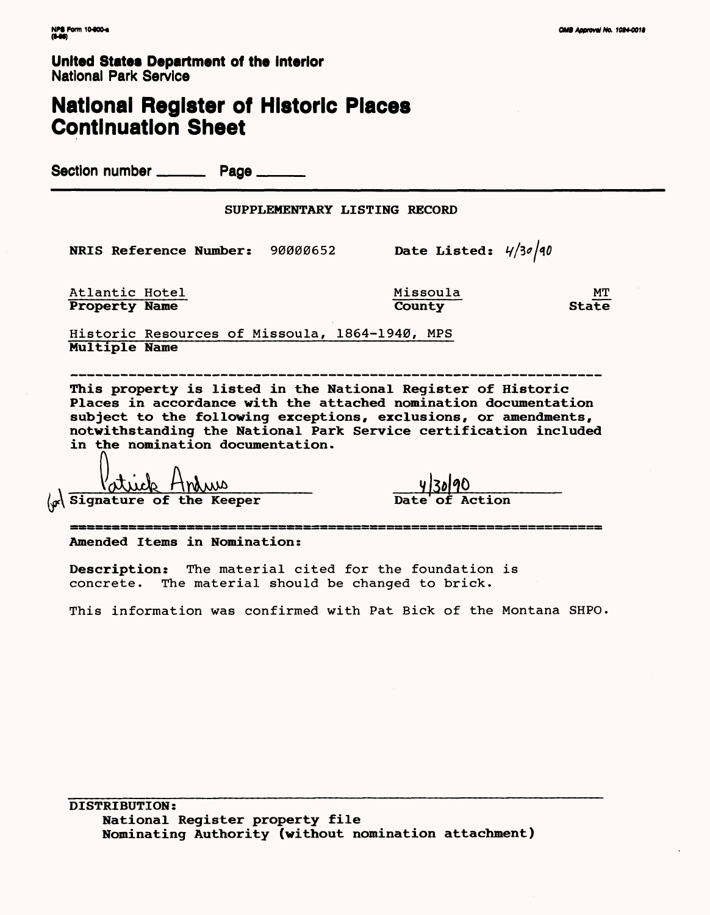NPS Form 10-900-a (8-86)

OMB Approval No. 1024-0018

**United States Department of the Interior**
National Park Service

# National Register of Historic Places Continuation Sheet

Section number ______ Page ______

SUPPLEMENTARY LISTING RECORD

**NRIS Reference Number:** 90000652 **Date Listed:** 4/30/90

| Atlantic Hotel | Missoula | MT |
|---|---|---|
| **Property Name** | **County** | **State** |

Historic Resources of Missoula, 1864-1940, MPS
**Multiple Name**

---

**This property is listed in the National Register of Historic Places in accordance with the attached nomination documentation subject to the following exceptions, exclusions, or amendments, notwithstanding the National Park Service certification included in the nomination documentation.**

for Patrick Andrus
**Signature of the Keeper**

4/30/90
**Date of Action**

---

**Amended Items in Nomination:**

**Description:** The material cited for the foundation is concrete. The material should be changed to brick.

This information was confirmed with Pat Bick of the Montana SHPO.

---

**DISTRIBUTION:**
**National Register property file**
**Nominating Authority (without nomination attachment)**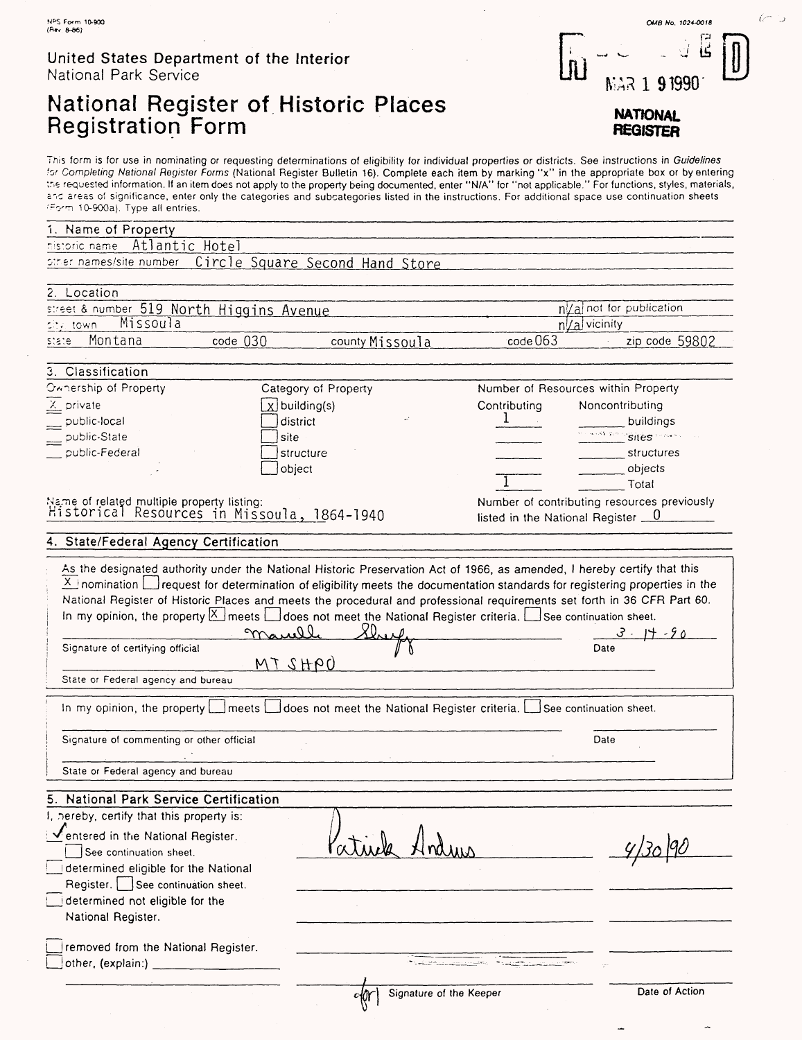NPS Form 10-900
(Rev. 8-86)

OMB No. 1024-0018

RECEIVED

MAR 1 9 1990

NATIONAL REGISTER

United States Department of the Interior
National Park Service

# National Register of Historic Places Registration Form

This form is for use in nominating or requesting determinations of eligibility for individual properties or districts. See instructions in *Guidelines for Completing National Register Forms* (National Register Bulletin 16). Complete each item by marking "x" in the appropriate box or by entering the requested information. If an item does not apply to the property being documented, enter "N/A" for "not applicable." For functions, styles, materials, and areas of significance, enter only the categories and subcategories listed in the instructions. For additional space use continuation sheets (Form 10-900a). Type all entries.

## 1. Name of Property

historic name Atlantic Hotel

other names/site number Circle Square Second Hand Store

## 2. Location

street & number 519 North Higgins Avenue — n/a not for publication

city, town Missoula — n/a vicinity

state Montana code 030 county Missoula code 063 zip code 59802

## 3. Classification

| Ownership of Property | Category of Property | Number of Resources within Property | | |
|---|---|---|---|---|
| | | Contributing | Noncontributing | |
| [X] private | [X] building(s) | 1 | | buildings |
| [ ] public-local | [ ] district | | | sites |
| [ ] public-State | [ ] site | | | structures |
| [ ] public-Federal | [ ] structure | | | objects |
| | [ ] object | 1 | | Total |

Name of related multiple property listing:
Historical Resources in Missoula, 1864-1940

Number of contributing resources previously listed in the National Register 0

## 4. State/Federal Agency Certification

As the designated authority under the National Historic Preservation Act of 1966, as amended, I hereby certify that this [X] nomination [ ] request for determination of eligibility meets the documentation standards for registering properties in the National Register of Historic Places and meets the procedural and professional requirements set forth in 36 CFR Part 60. In my opinion, the property [X] meets [ ] does not meet the National Register criteria. [ ] See continuation sheet.

Marcella Sherfy — Signature of certifying official — Date 3-14-90

MT SHPO — State or Federal agency and bureau

In my opinion, the property [ ] meets [ ] does not meet the National Register criteria. [ ] See continuation sheet.

Signature of commenting or other official — Date

State or Federal agency and bureau

## 5. National Park Service Certification

I, hereby, certify that this property is:

[✓] entered in the National Register. — Patrick Andrus — 4/30/90
[ ] See continuation sheet.

[ ] determined eligible for the National Register. [ ] See continuation sheet.

[ ] determined not eligible for the National Register.

[ ] removed from the National Register.

[ ] other, (explain:) ____________

for Signature of the Keeper — Date of Action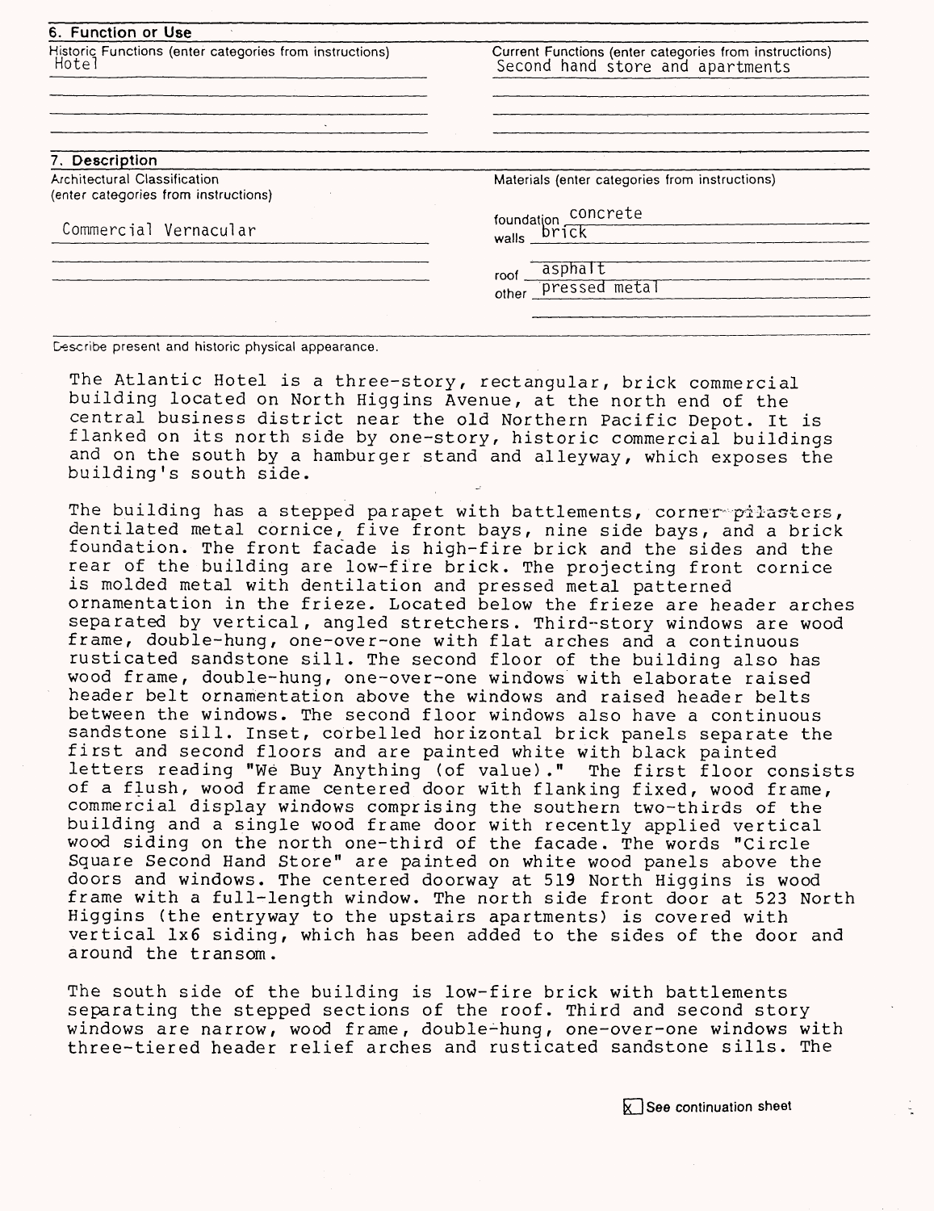## 6. Function or Use

| Historic Functions (enter categories from instructions) | Current Functions (enter categories from instructions) |
| --- | --- |
| Hotel | Second hand store and apartments |

## 7. Description

| Architectural Classification (enter categories from instructions) | Materials (enter categories from instructions) |
| --- | --- |
| Commercial Vernacular | foundation concrete |
| | walls brick |
| | roof asphalt |
| | other pressed metal |

Describe present and historic physical appearance.

The Atlantic Hotel is a three-story, rectangular, brick commercial building located on North Higgins Avenue, at the north end of the central business district near the old Northern Pacific Depot. It is flanked on its north side by one-story, historic commercial buildings and on the south by a hamburger stand and alleyway, which exposes the building's south side.

The building has a stepped parapet with battlements, corner pilasters, dentilated metal cornice, five front bays, nine side bays, and a brick foundation. The front facade is high-fire brick and the sides and the rear of the building are low-fire brick. The projecting front cornice is molded metal with dentilation and pressed metal patterned ornamentation in the frieze. Located below the frieze are header arches separated by vertical, angled stretchers. Third-story windows are wood frame, double-hung, one-over-one with flat arches and a continuous rusticated sandstone sill. The second floor of the building also has wood frame, double-hung, one-over-one windows with elaborate raised header belt ornamentation above the windows and raised header belts between the windows. The second floor windows also have a continuous sandstone sill. Inset, corbelled horizontal brick panels separate the first and second floors and are painted white with black painted letters reading "We Buy Anything (of value)." The first floor consists of a flush, wood frame centered door with flanking fixed, wood frame, commercial display windows comprising the southern two-thirds of the building and a single wood frame door with recently applied vertical wood siding on the north one-third of the facade. The words "Circle Square Second Hand Store" are painted on white wood panels above the doors and windows. The centered doorway at 519 North Higgins is wood frame with a full-length window. The north side front door at 523 North Higgins (the entryway to the upstairs apartments) is covered with vertical 1x6 siding, which has been added to the sides of the door and around the transom.

The south side of the building is low-fire brick with battlements separating the stepped sections of the roof. Third and second story windows are narrow, wood frame, double-hung, one-over-one windows with three-tiered header relief arches and rusticated sandstone sills. The

[x] See continuation sheet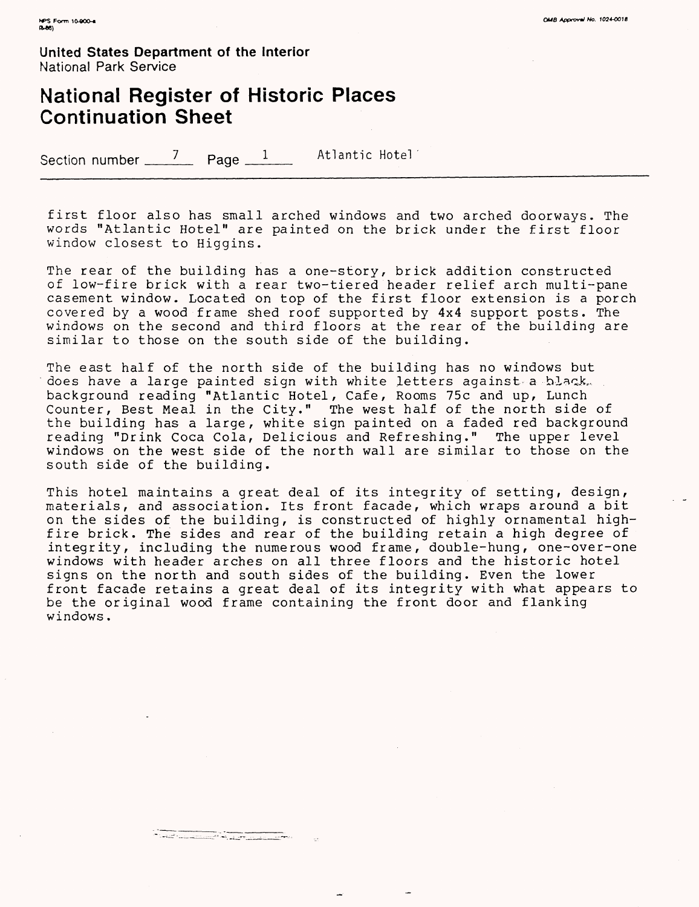Section number 7 Page 1 Atlantic Hotel

first floor also has small arched windows and two arched doorways. The words "Atlantic Hotel" are painted on the brick under the first floor window closest to Higgins.

The rear of the building has a one-story, brick addition constructed of low-fire brick with a rear two-tiered header relief arch multi-pane casement window. Located on top of the first floor extension is a porch covered by a wood frame shed roof supported by 4x4 support posts. The windows on the second and third floors at the rear of the building are similar to those on the south side of the building.

The east half of the north side of the building has no windows but does have a large painted sign with white letters against a black background reading "Atlantic Hotel, Cafe, Rooms 75c and up, Lunch Counter, Best Meal in the City." The west half of the north side of the building has a large, white sign painted on a faded red background reading "Drink Coca Cola, Delicious and Refreshing." The upper level windows on the west side of the north wall are similar to those on the south side of the building.

This hotel maintains a great deal of its integrity of setting, design, materials, and association. Its front facade, which wraps around a bit on the sides of the building, is constructed of highly ornamental high-fire brick. The sides and rear of the building retain a high degree of integrity, including the numerous wood frame, double-hung, one-over-one windows with header arches on all three floors and the historic hotel signs on the north and south sides of the building. Even the lower front facade retains a great deal of its integrity with what appears to be the original wood frame containing the front door and flanking windows.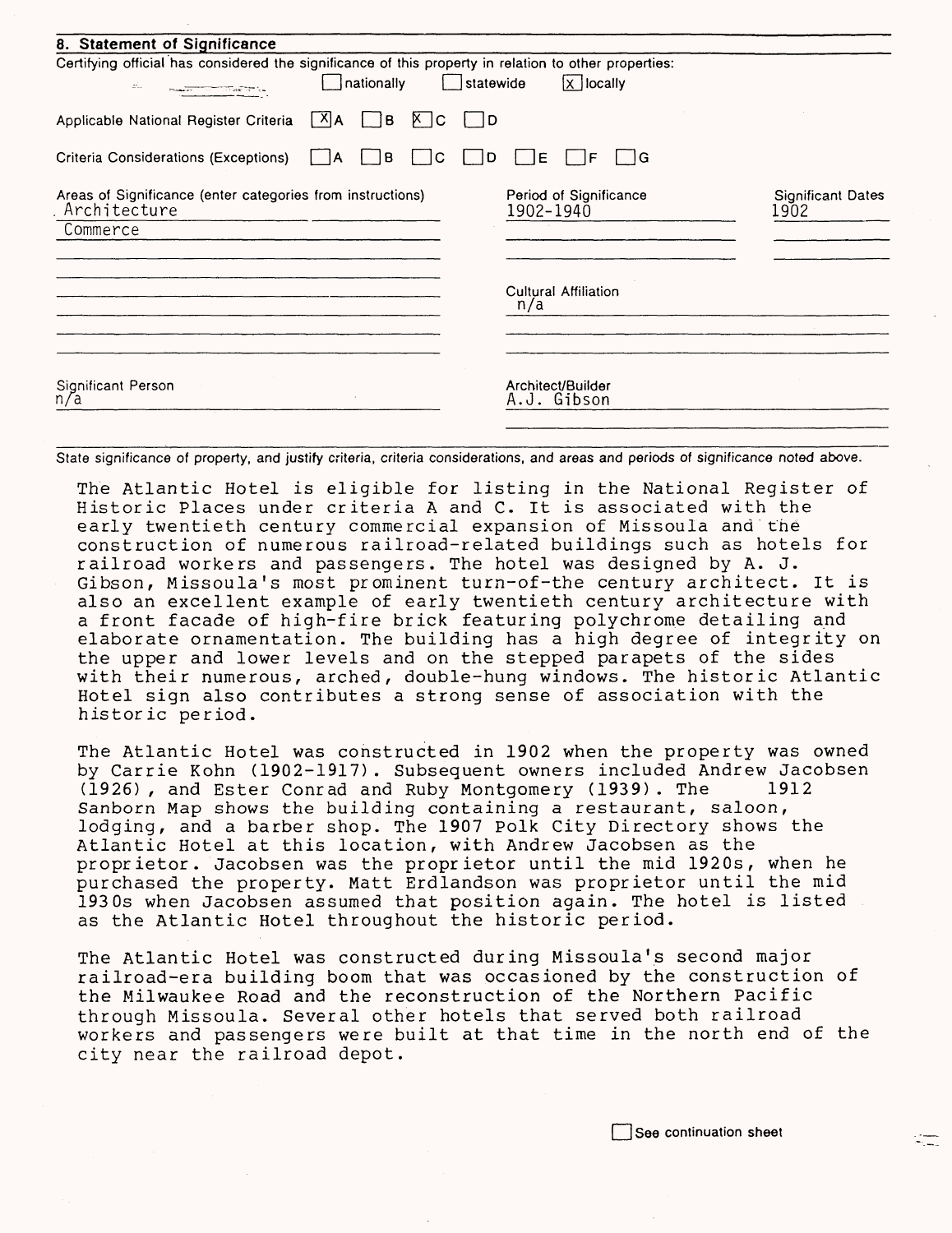## 8. Statement of Significance

Certifying official has considered the significance of this property in relation to other properties:

☐ nationally ☐ statewide ☒ locally

Applicable National Register Criteria ☒ A ☐ B ☒ C ☐ D

Criteria Considerations (Exceptions) ☐ A ☐ B ☐ C ☐ D ☐ E ☐ F ☐ G

| Areas of Significance (enter categories from instructions) | Period of Significance | Significant Dates |
|---|---|---|
| Architecture | 1902-1940 | 1902 |
| Commerce | | |

Cultural Affiliation
n/a

Significant Person
n/a

Architect/Builder
A.J. Gibson

State significance of property, and justify criteria, criteria considerations, and areas and periods of significance noted above.

The Atlantic Hotel is eligible for listing in the National Register of Historic Places under criteria A and C. It is associated with the early twentieth century commercial expansion of Missoula and the construction of numerous railroad-related buildings such as hotels for railroad workers and passengers. The hotel was designed by A. J. Gibson, Missoula's most prominent turn-of-the century architect. It is also an excellent example of early twentieth century architecture with a front facade of high-fire brick featuring polychrome detailing and elaborate ornamentation. The building has a high degree of integrity on the upper and lower levels and on the stepped parapets of the sides with their numerous, arched, double-hung windows. The historic Atlantic Hotel sign also contributes a strong sense of association with the historic period.

The Atlantic Hotel was constructed in 1902 when the property was owned by Carrie Kohn (1902-1917). Subsequent owners included Andrew Jacobsen (1926), and Ester Conrad and Ruby Montgomery (1939). The 1912 Sanborn Map shows the building containing a restaurant, saloon, lodging, and a barber shop. The 1907 Polk City Directory shows the Atlantic Hotel at this location, with Andrew Jacobsen as the proprietor. Jacobsen was the proprietor until the mid 1920s, when he purchased the property. Matt Erdlandson was proprietor until the mid 1930s when Jacobsen assumed that position again. The hotel is listed as the Atlantic Hotel throughout the historic period.

The Atlantic Hotel was constructed during Missoula's second major railroad-era building boom that was occasioned by the construction of the Milwaukee Road and the reconstruction of the Northern Pacific through Missoula. Several other hotels that served both railroad workers and passengers were built at that time in the north end of the city near the railroad depot.

☐ See continuation sheet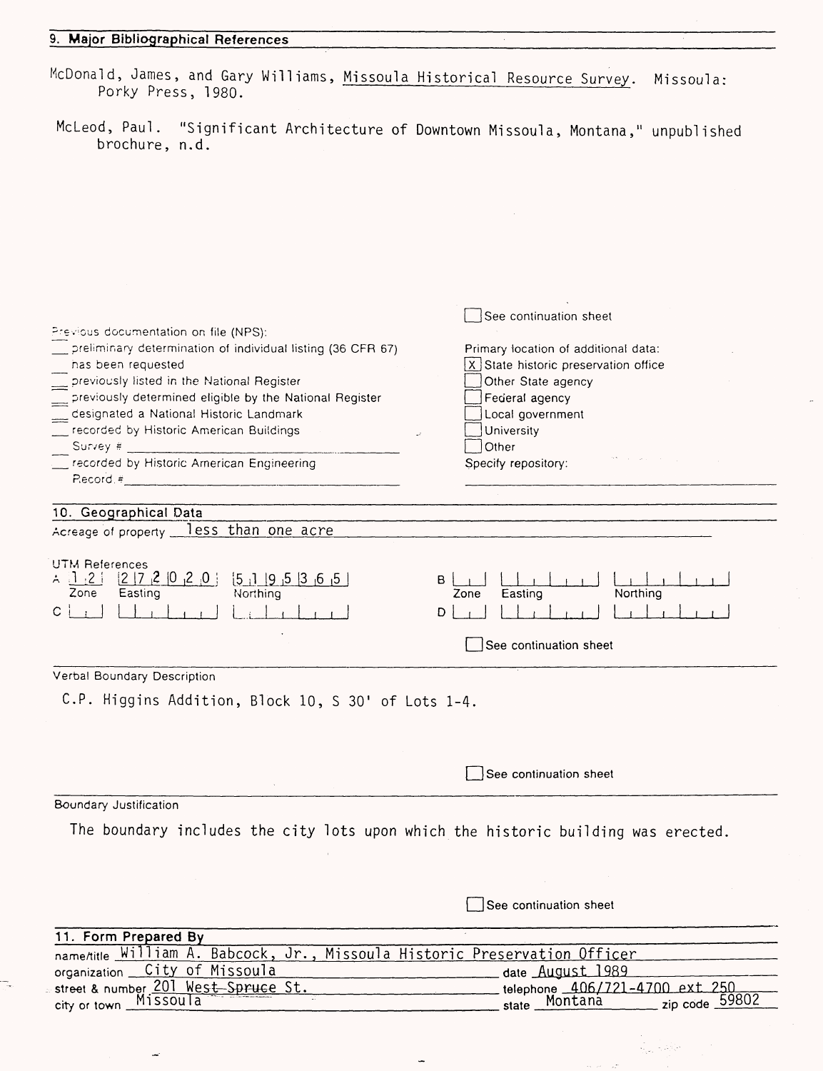## 9. Major Bibliographical References

McDonald, James, and Gary Williams, Missoula Historical Resource Survey. Missoula: Porky Press, 1980.

McLeod, Paul. "Significant Architecture of Downtown Missoula, Montana," unpublished brochure, n.d.

☐ See continuation sheet

Previous documentation on file (NPS):
- ___ preliminary determination of individual listing (36 CFR 67) has been requested
- ___ previously listed in the National Register
- ___ previously determined eligible by the National Register
- ___ designated a National Historic Landmark
- ___ recorded by Historic American Buildings Survey # ________
- ___ recorded by Historic American Engineering Record # ________

Primary location of additional data:
- [X] State historic preservation office
- ☐ Other State agency
- ☐ Federal agency
- ☐ Local government
- ☐ University
- ☐ Other

Specify repository: ________

## 10. Geographical Data

Acreage of property less than one acre

UTM References

| | Zone | Easting | Northing |
|---|---|---|---|
| A | 1 2 | 2 7 2 0 2 0 | 5 1 9 5 3 6 5 |
| B | | | |
| C | | | |
| D | | | |

☐ See continuation sheet

Verbal Boundary Description

C.P. Higgins Addition, Block 10, S 30' of Lots 1-4.

☐ See continuation sheet

Boundary Justification

The boundary includes the city lots upon which the historic building was erected.

☐ See continuation sheet

## 11. Form Prepared By

name/title William A. Babcock, Jr., Missoula Historic Preservation Officer
organization City of Missoula date August 1989
street & number 201 ~~West Spruce~~ St. telephone 406/721-4700 ext 250
city or town Missoula state Montana zip code 59802